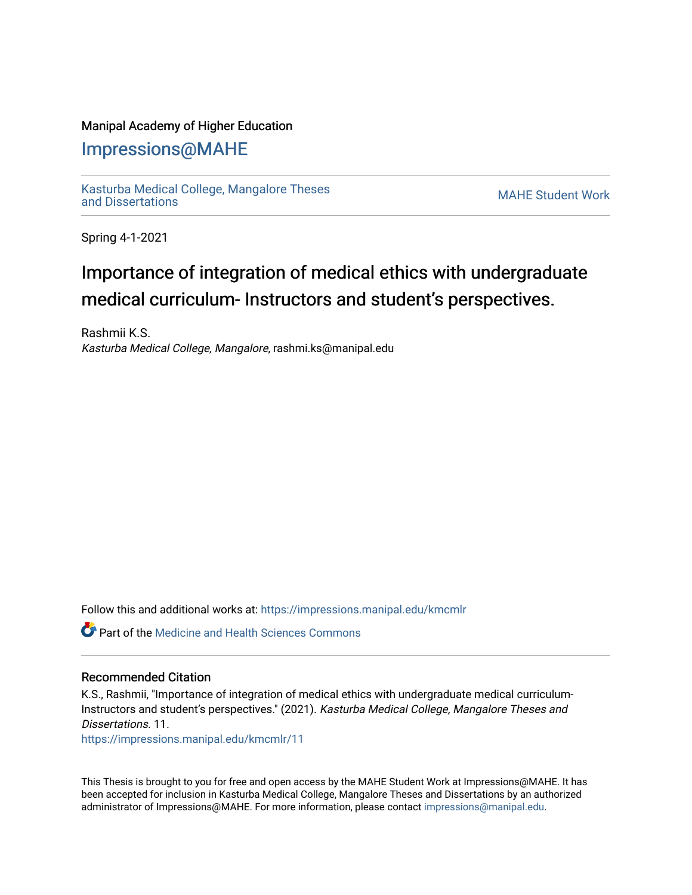Manipal Academy of Higher Education

## Impressions@MAHE

Kasturba Medical College, Mangalore Theses and Dissertations

MAHE Student Work

Spring 4-1-2021

# Importance of integration of medical ethics with undergraduate medical curriculum- Instructors and student's perspectives.

Rashmii K.S.
*Kasturba Medical College, Mangalore*, rashmi.ks@manipal.edu

Follow this and additional works at: https://impressions.manipal.edu/kmcmlr

Part of the Medicine and Health Sciences Commons

### Recommended Citation

K.S., Rashmii, "Importance of integration of medical ethics with undergraduate medical curriculum- Instructors and student's perspectives." (2021). *Kasturba Medical College, Mangalore Theses and Dissertations*. 11.
https://impressions.manipal.edu/kmcmlr/11

This Thesis is brought to you for free and open access by the MAHE Student Work at Impressions@MAHE. It has been accepted for inclusion in Kasturba Medical College, Mangalore Theses and Dissertations by an authorized administrator of Impressions@MAHE. For more information, please contact impressions@manipal.edu.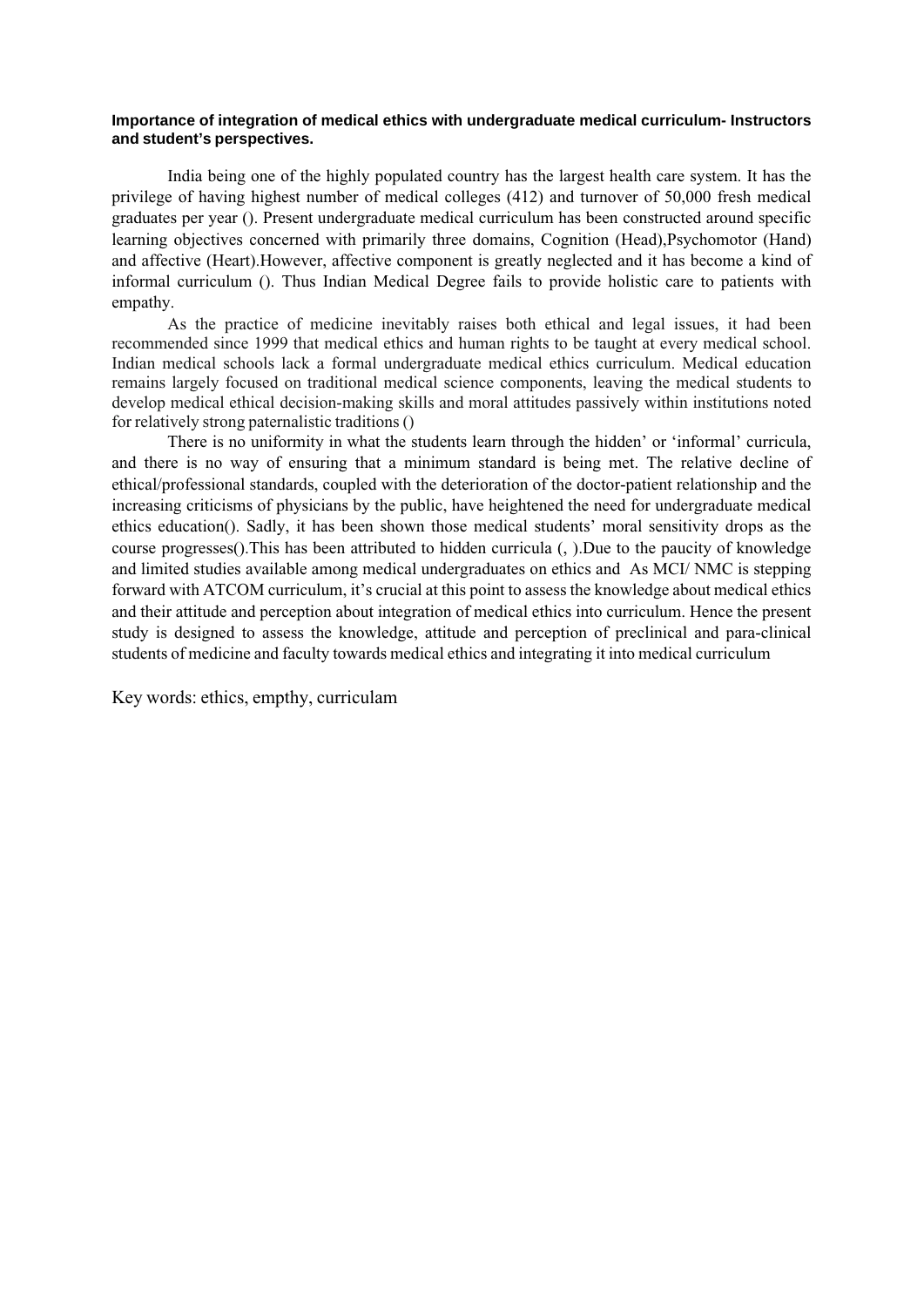**Importance of integration of medical ethics with undergraduate medical curriculum- Instructors and student's perspectives.**

India being one of the highly populated country has the largest health care system. It has the privilege of having highest number of medical colleges (412) and turnover of 50,000 fresh medical graduates per year (). Present undergraduate medical curriculum has been constructed around specific learning objectives concerned with primarily three domains, Cognition (Head),Psychomotor (Hand) and affective (Heart).However, affective component is greatly neglected and it has become a kind of informal curriculum (). Thus Indian Medical Degree fails to provide holistic care to patients with empathy.

As the practice of medicine inevitably raises both ethical and legal issues, it had been recommended since 1999 that medical ethics and human rights to be taught at every medical school. Indian medical schools lack a formal undergraduate medical ethics curriculum. Medical education remains largely focused on traditional medical science components, leaving the medical students to develop medical ethical decision-making skills and moral attitudes passively within institutions noted for relatively strong paternalistic traditions ()

There is no uniformity in what the students learn through the hidden' or 'informal' curricula, and there is no way of ensuring that a minimum standard is being met. The relative decline of ethical/professional standards, coupled with the deterioration of the doctor-patient relationship and the increasing criticisms of physicians by the public, have heightened the need for undergraduate medical ethics education(). Sadly, it has been shown those medical students' moral sensitivity drops as the course progresses().This has been attributed to hidden curricula (, ).Due to the paucity of knowledge and limited studies available among medical undergraduates on ethics and As MCI/ NMC is stepping forward with ATCOM curriculum, it's crucial at this point to assess the knowledge about medical ethics and their attitude and perception about integration of medical ethics into curriculum. Hence the present study is designed to assess the knowledge, attitude and perception of preclinical and para-clinical students of medicine and faculty towards medical ethics and integrating it into medical curriculum

Key words: ethics, empthy, curriculam